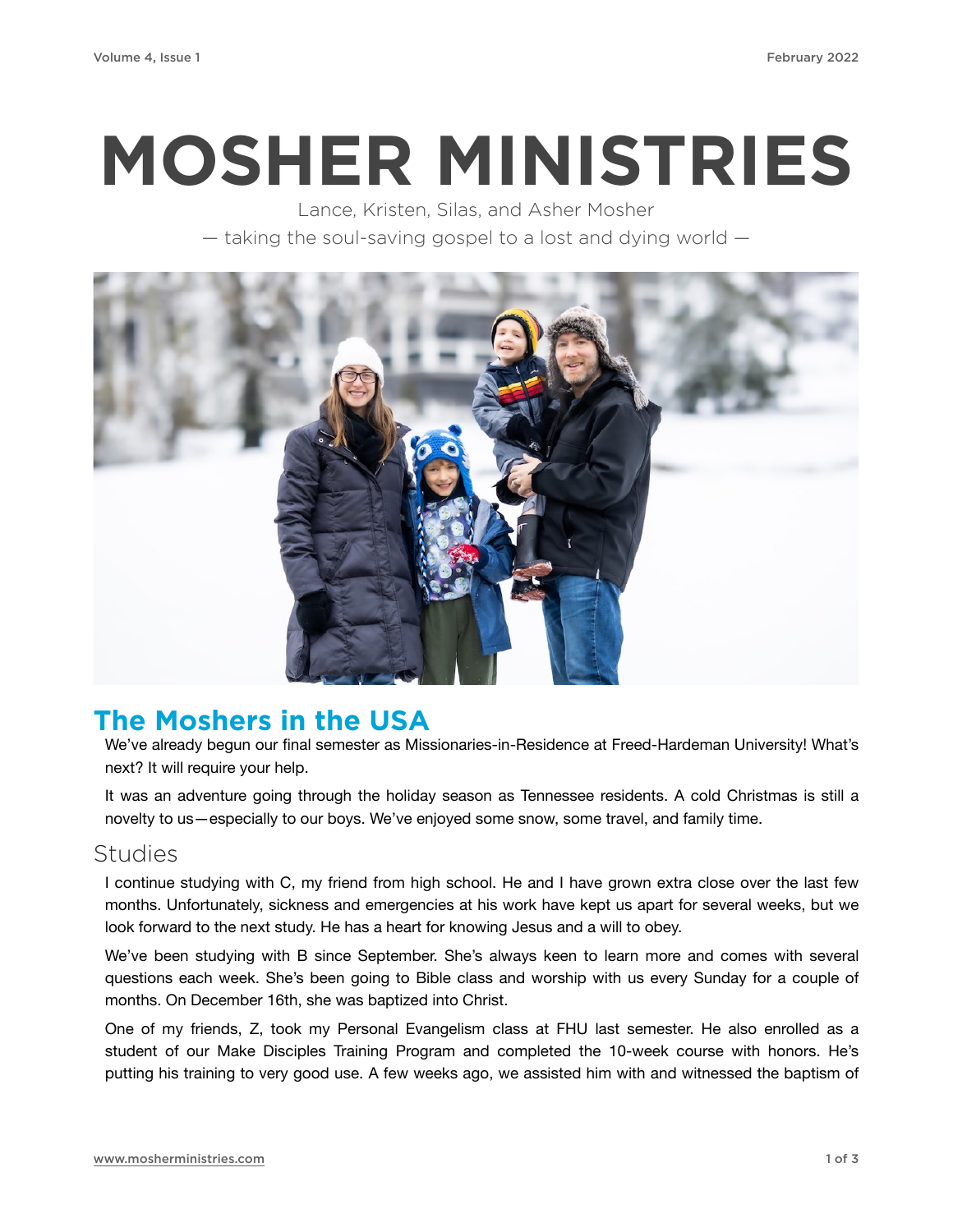# MOSHER MINISTRIES

Lance, Kristen, Silas, and Asher Mosher

— taking the soul-saving gospel to a lost and dying world —

## The Moshers in the USA

We've already begun our final semester as Missionaries-in-Residence at Freed-Hardeman University! What's next? It will require your help.

It was an adventure going through the holiday season as Tennessee residents. A cold Christmas is still a novelty to us—especially to our boys. We've enjoyed some snow, some travel, and family time.

### Studies

I continue studying with C, my friend from high school. He and I have grown extra close over the last few months. Unfortunately, sickness and emergencies at his work have kept us apart for several weeks, but we look forward to the next study. He has a heart for knowing Jesus and a will to obey.

We've been studying with B since September. She's always keen to learn more and comes with several questions each week. She's been going to Bible class and worship with us every Sunday for a couple of months. On December 16th, she was baptized into Christ.

One of my friends, Z, took my Personal Evangelism class at FHU last semester. He also enrolled as a student of our Make Disciples Training Program and completed the 10-week course with honors. He's putting his training to very good use. A few weeks ago, we assisted him with and witnessed the baptism of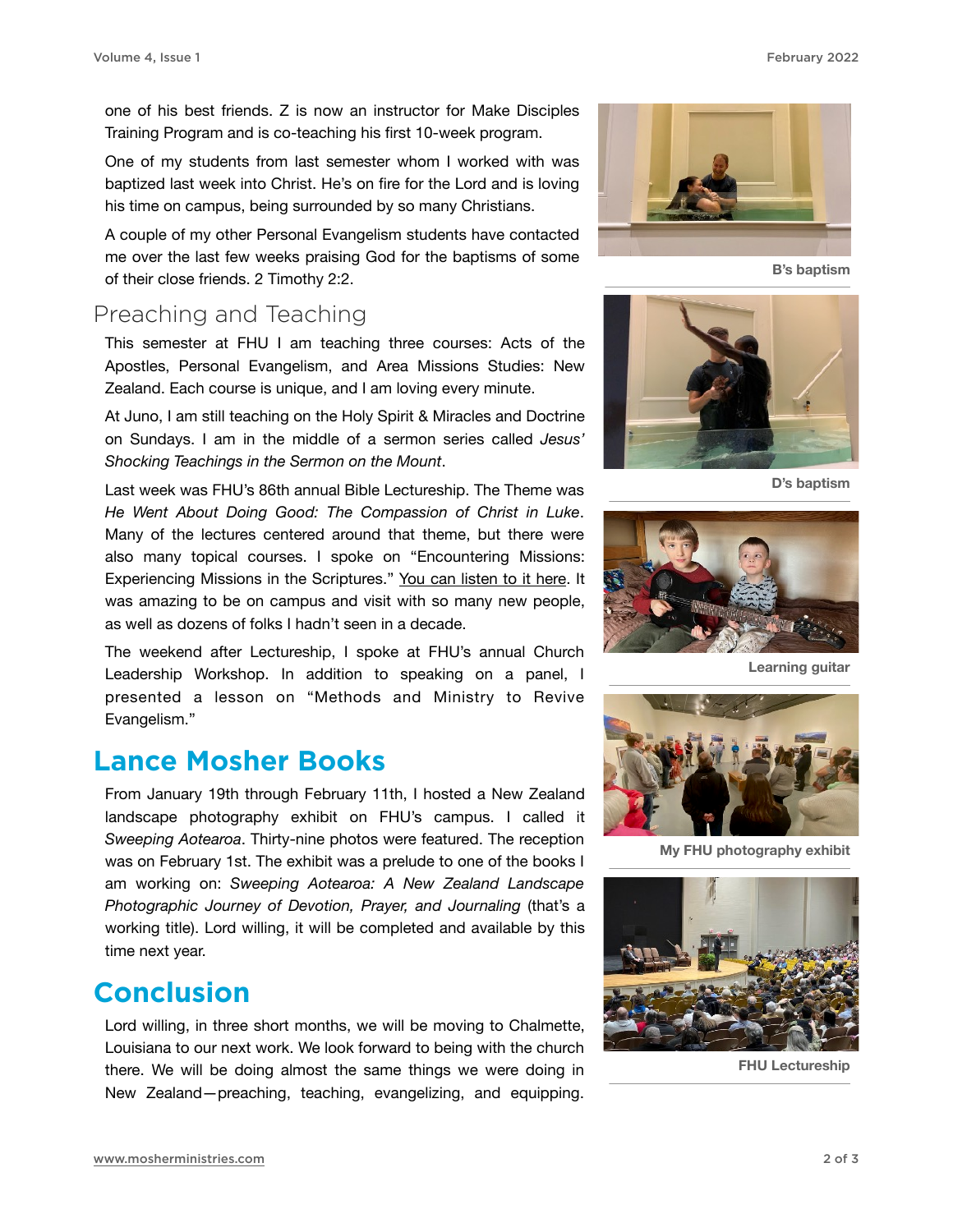one of his best friends. Z is now an instructor for Make Disciples Training Program and is co-teaching his first 10-week program.

One of my students from last semester whom I worked with was baptized last week into Christ. He's on fire for the Lord and is loving his time on campus, being surrounded by so many Christians.

A couple of my other Personal Evangelism students have contacted me over the last few weeks praising God for the baptisms of some of their close friends. 2 Timothy 2:2.

## Preaching and Teaching

This semester at FHU I am teaching three courses: Acts of the Apostles, Personal Evangelism, and Area Missions Studies: New Zealand. Each course is unique, and I am loving every minute.

At Juno, I am still teaching on the Holy Spirit & Miracles and Doctrine on Sundays. I am in the middle of a sermon series called *Jesus' Shocking Teachings in the Sermon on the Mount*.

Last week was FHU's 86th annual Bible Lectureship. The Theme was *He Went About Doing Good: The Compassion of Christ in Luke*. Many of the lectures centered around that theme, but there were also many topical courses. I spoke on "Encountering Missions: Experiencing Missions in the Scriptures." You can listen to it here. It was amazing to be on campus and visit with so many new people, as well as dozens of folks I hadn't seen in a decade.

The weekend after Lectureship, I spoke at FHU's annual Church Leadership Workshop. In addition to speaking on a panel, I presented a lesson on "Methods and Ministry to Revive Evangelism."

## Lance Mosher Books

From January 19th through February 11th, I hosted a New Zealand landscape photography exhibit on FHU's campus. I called it *Sweeping Aotearoa*. Thirty-nine photos were featured. The reception was on February 1st. The exhibit was a prelude to one of the books I am working on: *Sweeping Aotearoa: A New Zealand Landscape Photographic Journey of Devotion, Prayer, and Journaling* (that's a working title). Lord willing, it will be completed and available by this time next year.

## Conclusion

Lord willing, in three short months, we will be moving to Chalmette, Louisiana to our next work. We look forward to being with the church there. We will be doing almost the same things we were doing in New Zealand—preaching, teaching, evangelizing, and equipping.

**B's baptism**

**D's baptism**

**Learning guitar**

**My FHU photography exhibit**

**FHU Lectureship**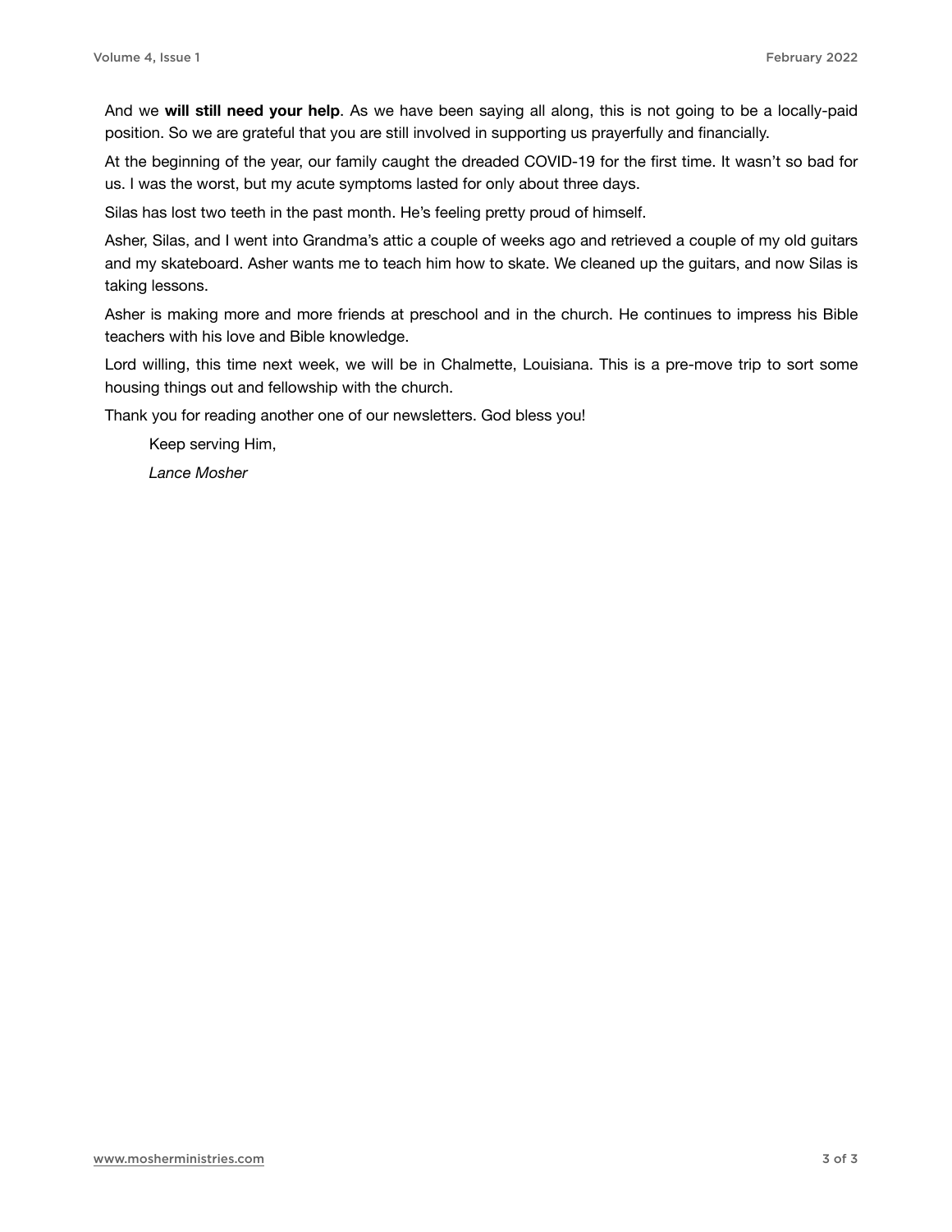And we **will still need your help**. As we have been saying all along, this is not going to be a locally-paid position. So we are grateful that you are still involved in supporting us prayerfully and financially.

At the beginning of the year, our family caught the dreaded COVID-19 for the first time. It wasn't so bad for us. I was the worst, but my acute symptoms lasted for only about three days.

Silas has lost two teeth in the past month. He's feeling pretty proud of himself.

Asher, Silas, and I went into Grandma's attic a couple of weeks ago and retrieved a couple of my old guitars and my skateboard. Asher wants me to teach him how to skate. We cleaned up the guitars, and now Silas is taking lessons.

Asher is making more and more friends at preschool and in the church. He continues to impress his Bible teachers with his love and Bible knowledge.

Lord willing, this time next week, we will be in Chalmette, Louisiana. This is a pre-move trip to sort some housing things out and fellowship with the church.

Thank you for reading another one of our newsletters. God bless you!

Keep serving Him,

*Lance Mosher*